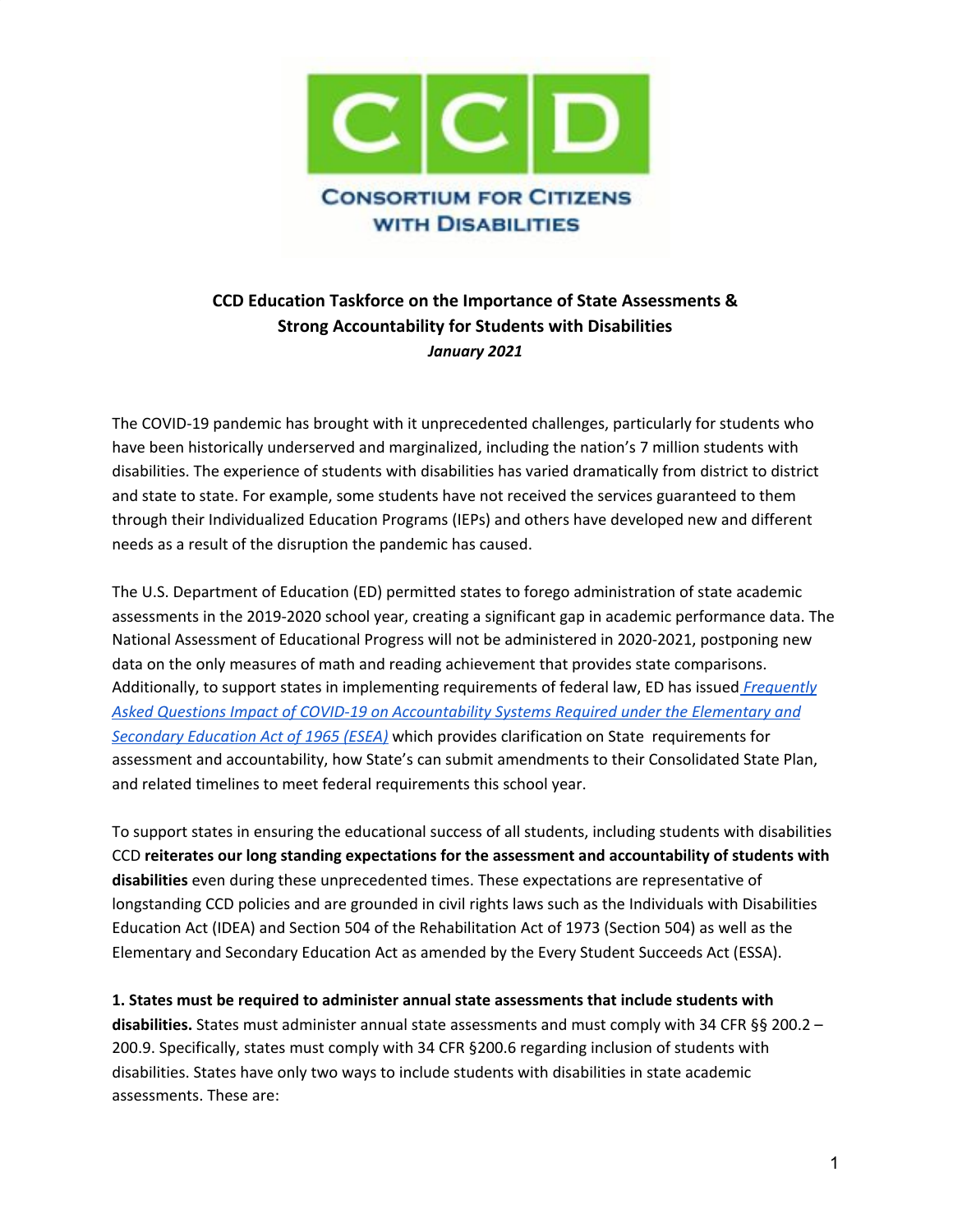CCD

CONSORTIUM FOR CITIZENS WITH DISABILITIES

# CCD Education Taskforce on the Importance of State Assessments & Strong Accountability for Students with Disabilities

***January 2021***

The COVID-19 pandemic has brought with it unprecedented challenges, particularly for students who have been historically underserved and marginalized, including the nation's 7 million students with disabilities. The experience of students with disabilities has varied dramatically from district to district and state to state. For example, some students have not received the services guaranteed to them through their Individualized Education Programs (IEPs) and others have developed new and different needs as a result of the disruption the pandemic has caused.

The U.S. Department of Education (ED) permitted states to forego administration of state academic assessments in the 2019-2020 school year, creating a significant gap in academic performance data. The National Assessment of Educational Progress will not be administered in 2020-2021, postponing new data on the only measures of math and reading achievement that provides state comparisons. Additionally, to support states in implementing requirements of federal law, ED has issued *Frequently Asked Questions Impact of COVID-19 on Accountability Systems Required under the Elementary and Secondary Education Act of 1965 (ESEA)* which provides clarification on State requirements for assessment and accountability, how State's can submit amendments to their Consolidated State Plan, and related timelines to meet federal requirements this school year.

To support states in ensuring the educational success of all students, including students with disabilities CCD **reiterates our long standing expectations for the assessment and accountability of students with disabilities** even during these unprecedented times. These expectations are representative of longstanding CCD policies and are grounded in civil rights laws such as the Individuals with Disabilities Education Act (IDEA) and Section 504 of the Rehabilitation Act of 1973 (Section 504) as well as the Elementary and Secondary Education Act as amended by the Every Student Succeeds Act (ESSA).

**1. States must be required to administer annual state assessments that include students with disabilities.** States must administer annual state assessments and must comply with 34 CFR §§ 200.2 – 200.9. Specifically, states must comply with 34 CFR §200.6 regarding inclusion of students with disabilities. States have only two ways to include students with disabilities in state academic assessments. These are: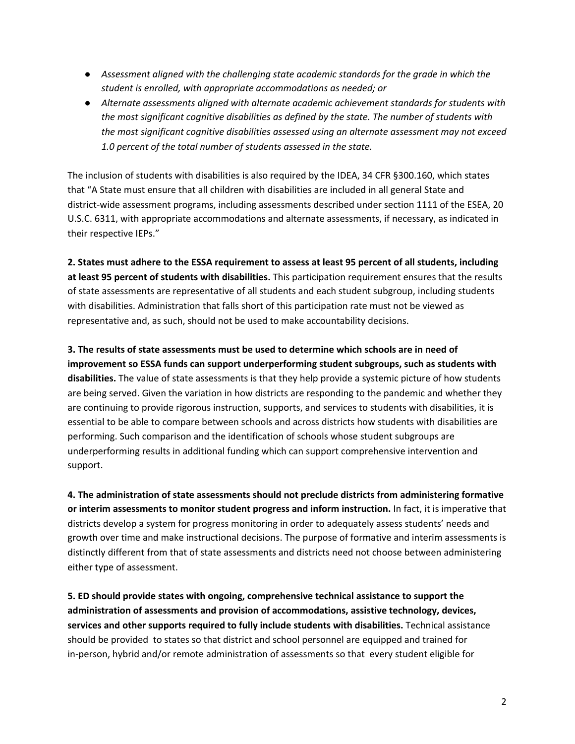- *Assessment aligned with the challenging state academic standards for the grade in which the student is enrolled, with appropriate accommodations as needed; or*
- *Alternate assessments aligned with alternate academic achievement standards for students with the most significant cognitive disabilities as defined by the state. The number of students with the most significant cognitive disabilities assessed using an alternate assessment may not exceed 1.0 percent of the total number of students assessed in the state.*

The inclusion of students with disabilities is also required by the IDEA, 34 CFR §300.160, which states that "A State must ensure that all children with disabilities are included in all general State and district-wide assessment programs, including assessments described under section 1111 of the ESEA, 20 U.S.C. 6311, with appropriate accommodations and alternate assessments, if necessary, as indicated in their respective IEPs."

**2. States must adhere to the ESSA requirement to assess at least 95 percent of all students, including at least 95 percent of students with disabilities.** This participation requirement ensures that the results of state assessments are representative of all students and each student subgroup, including students with disabilities. Administration that falls short of this participation rate must not be viewed as representative and, as such, should not be used to make accountability decisions.

**3. The results of state assessments must be used to determine which schools are in need of improvement so ESSA funds can support underperforming student subgroups, such as students with disabilities.** The value of state assessments is that they help provide a systemic picture of how students are being served. Given the variation in how districts are responding to the pandemic and whether they are continuing to provide rigorous instruction, supports, and services to students with disabilities, it is essential to be able to compare between schools and across districts how students with disabilities are performing. Such comparison and the identification of schools whose student subgroups are underperforming results in additional funding which can support comprehensive intervention and support.

**4. The administration of state assessments should not preclude districts from administering formative or interim assessments to monitor student progress and inform instruction.** In fact, it is imperative that districts develop a system for progress monitoring in order to adequately assess students' needs and growth over time and make instructional decisions. The purpose of formative and interim assessments is distinctly different from that of state assessments and districts need not choose between administering either type of assessment.

**5. ED should provide states with ongoing, comprehensive technical assistance to support the administration of assessments and provision of accommodations, assistive technology, devices, services and other supports required to fully include students with disabilities.** Technical assistance should be provided to states so that district and school personnel are equipped and trained for in-person, hybrid and/or remote administration of assessments so that every student eligible for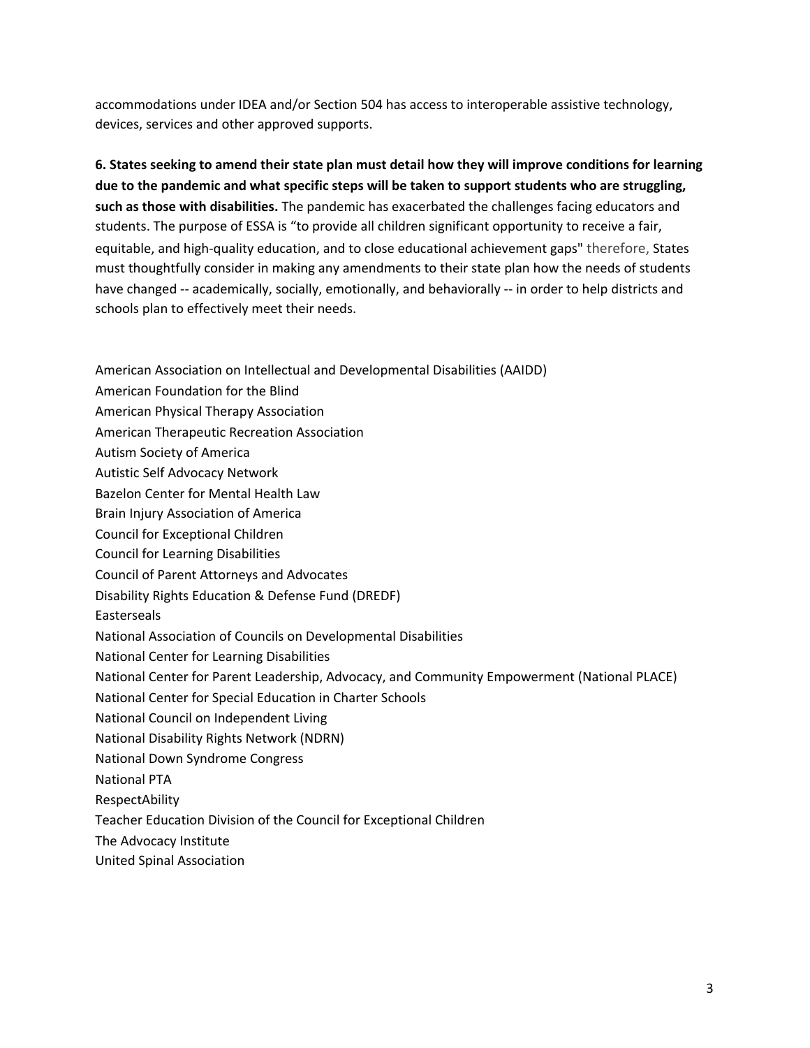accommodations under IDEA and/or Section 504 has access to interoperable assistive technology, devices, services and other approved supports.

**6. States seeking to amend their state plan must detail how they will improve conditions for learning due to the pandemic and what specific steps will be taken to support students who are struggling, such as those with disabilities.** The pandemic has exacerbated the challenges facing educators and students. The purpose of ESSA is "to provide all children significant opportunity to receive a fair, equitable, and high-quality education, and to close educational achievement gaps" therefore, States must thoughtfully consider in making any amendments to their state plan how the needs of students have changed -- academically, socially, emotionally, and behaviorally -- in order to help districts and schools plan to effectively meet their needs.

American Association on Intellectual and Developmental Disabilities (AAIDD)
American Foundation for the Blind
American Physical Therapy Association
American Therapeutic Recreation Association
Autism Society of America
Autistic Self Advocacy Network
Bazelon Center for Mental Health Law
Brain Injury Association of America
Council for Exceptional Children
Council for Learning Disabilities
Council of Parent Attorneys and Advocates
Disability Rights Education & Defense Fund (DREDF)
Easterseals
National Association of Councils on Developmental Disabilities
National Center for Learning Disabilities
National Center for Parent Leadership, Advocacy, and Community Empowerment (National PLACE)
National Center for Special Education in Charter Schools
National Council on Independent Living
National Disability Rights Network (NDRN)
National Down Syndrome Congress
National PTA
RespectAbility
Teacher Education Division of the Council for Exceptional Children
The Advocacy Institute
United Spinal Association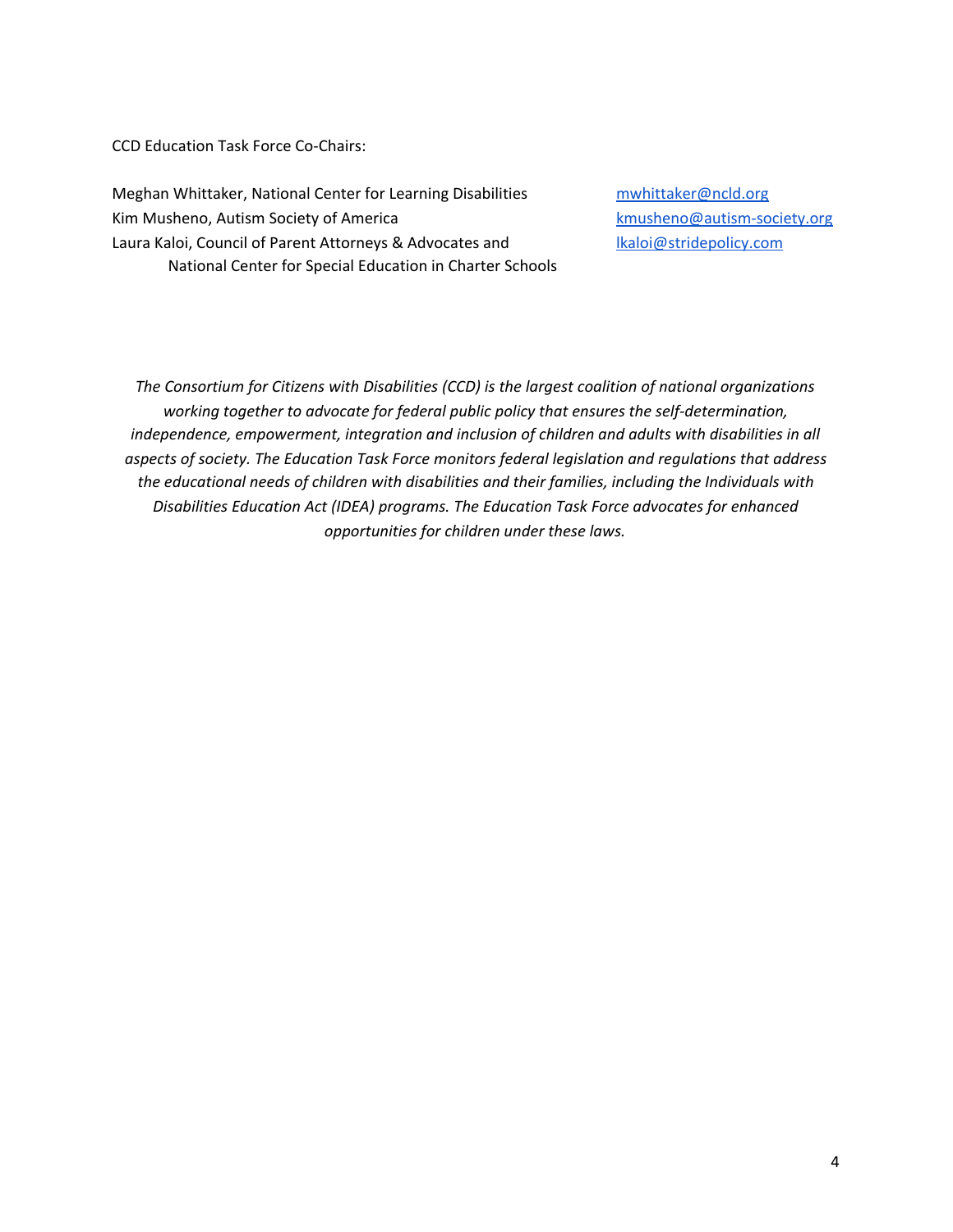CCD Education Task Force Co-Chairs:

Meghan Whittaker, National Center for Learning Disabilities — mwhittaker@ncld.org
Kim Musheno, Autism Society of America — kmusheno@autism-society.org
Laura Kaloi, Council of Parent Attorneys & Advocates and National Center for Special Education in Charter Schools — lkaloi@stridepolicy.com

*The Consortium for Citizens with Disabilities (CCD) is the largest coalition of national organizations working together to advocate for federal public policy that ensures the self-determination, independence, empowerment, integration and inclusion of children and adults with disabilities in all aspects of society. The Education Task Force monitors federal legislation and regulations that address the educational needs of children with disabilities and their families, including the Individuals with Disabilities Education Act (IDEA) programs. The Education Task Force advocates for enhanced opportunities for children under these laws.*